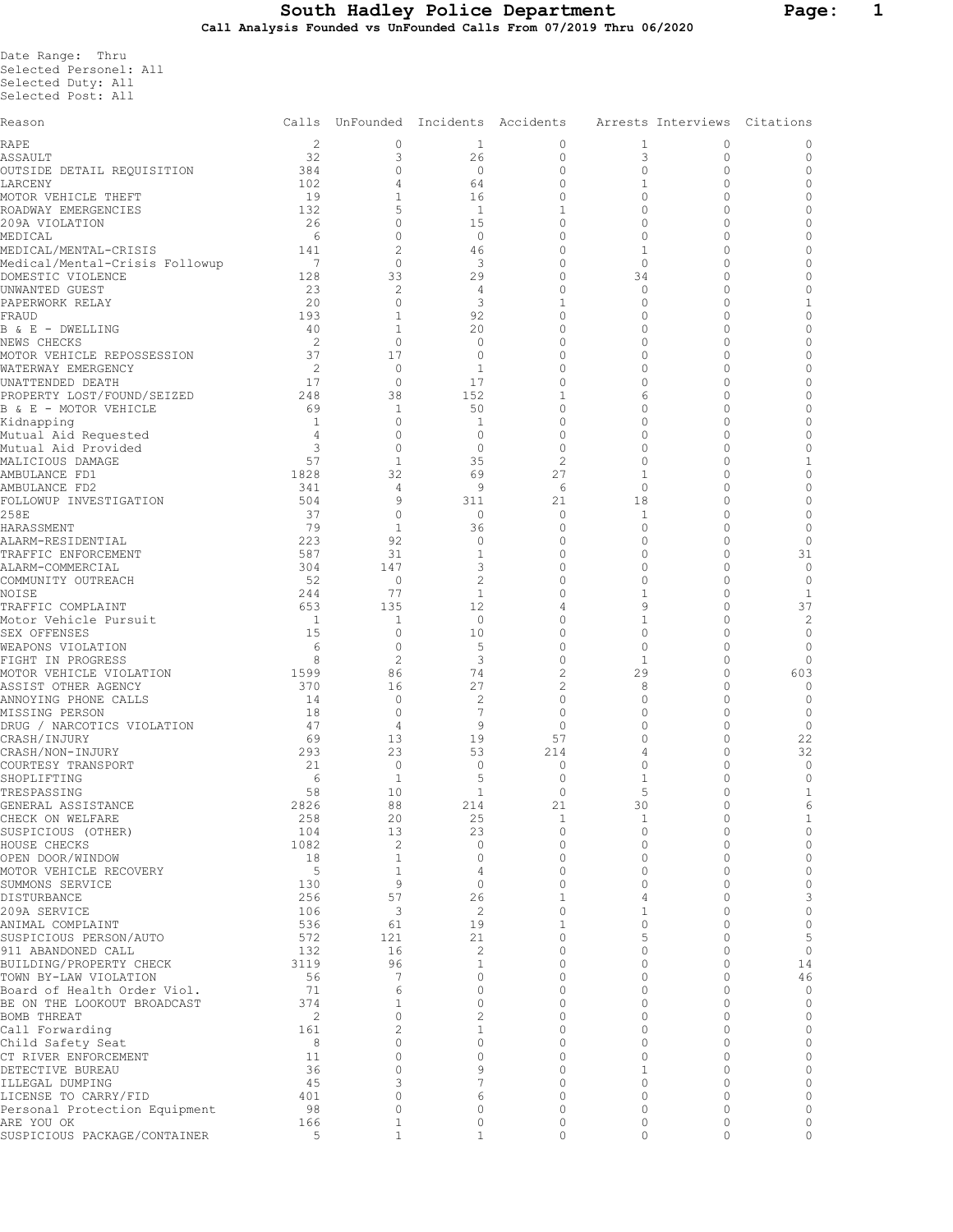# South Hadley Police Department

## Call Analysis Founded vs UnFounded Calls From 07/2019 Thru 06/2020

Date Range: Thru
Selected Personel: All
Selected Duty: All
Selected Post: All

| Reason | Calls | UnFounded | Incidents | Accidents | Arrests | Interviews | Citations |
|---|---|---|---|---|---|---|---|
| RAPE | 2 | 0 | 1 | 0 | 1 | 0 | 0 |
| ASSAULT | 32 | 3 | 26 | 0 | 3 | 0 | 0 |
| OUTSIDE DETAIL REQUISITION | 384 | 0 | 0 | 0 | 0 | 0 | 0 |
| LARCENY | 102 | 4 | 64 | 0 | 1 | 0 | 0 |
| MOTOR VEHICLE THEFT | 19 | 1 | 16 | 0 | 0 | 0 | 0 |
| ROADWAY EMERGENCIES | 132 | 5 | 1 | 1 | 0 | 0 | 0 |
| 209A VIOLATION | 26 | 0 | 15 | 0 | 0 | 0 | 0 |
| MEDICAL | 6 | 0 | 0 | 0 | 0 | 0 | 0 |
| MEDICAL/MENTAL-CRISIS | 141 | 2 | 46 | 0 | 1 | 0 | 0 |
| Medical/Mental-Crisis Followup | 7 | 0 | 3 | 0 | 0 | 0 | 0 |
| DOMESTIC VIOLENCE | 128 | 33 | 29 | 0 | 34 | 0 | 0 |
| UNWANTED GUEST | 23 | 2 | 4 | 0 | 0 | 0 | 0 |
| PAPERWORK RELAY | 20 | 0 | 3 | 1 | 0 | 0 | 1 |
| FRAUD | 193 | 1 | 92 | 0 | 0 | 0 | 0 |
| B & E - DWELLING | 40 | 1 | 20 | 0 | 0 | 0 | 0 |
| NEWS CHECKS | 2 | 0 | 0 | 0 | 0 | 0 | 0 |
| MOTOR VEHICLE REPOSSESSION | 37 | 17 | 0 | 0 | 0 | 0 | 0 |
| WATERWAY EMERGENCY | 2 | 0 | 1 | 0 | 0 | 0 | 0 |
| UNATTENDED DEATH | 17 | 0 | 17 | 0 | 0 | 0 | 0 |
| PROPERTY LOST/FOUND/SEIZED | 248 | 38 | 152 | 1 | 6 | 0 | 0 |
| B & E - MOTOR VEHICLE | 69 | 1 | 50 | 0 | 0 | 0 | 0 |
| Kidnapping | 1 | 0 | 1 | 0 | 0 | 0 | 0 |
| Mutual Aid Requested | 4 | 0 | 0 | 0 | 0 | 0 | 0 |
| Mutual Aid Provided | 3 | 0 | 0 | 0 | 0 | 0 | 0 |
| MALICIOUS DAMAGE | 57 | 1 | 35 | 2 | 0 | 0 | 1 |
| AMBULANCE FD1 | 1828 | 32 | 69 | 27 | 1 | 0 | 0 |
| AMBULANCE FD2 | 341 | 4 | 9 | 6 | 0 | 0 | 0 |
| FOLLOWUP INVESTIGATION | 504 | 9 | 311 | 21 | 18 | 0 | 0 |
| 258E | 37 | 0 | 0 | 0 | 1 | 0 | 0 |
| HARASSMENT | 79 | 1 | 36 | 0 | 0 | 0 | 0 |
| ALARM-RESIDENTIAL | 223 | 92 | 0 | 0 | 0 | 0 | 0 |
| TRAFFIC ENFORCEMENT | 587 | 31 | 1 | 0 | 0 | 0 | 31 |
| ALARM-COMMERCIAL | 304 | 147 | 3 | 0 | 0 | 0 | 0 |
| COMMUNITY OUTREACH | 52 | 0 | 2 | 0 | 0 | 0 | 0 |
| NOISE | 244 | 77 | 1 | 0 | 1 | 0 | 1 |
| TRAFFIC COMPLAINT | 653 | 135 | 12 | 4 | 9 | 0 | 37 |
| Motor Vehicle Pursuit | 1 | 1 | 0 | 0 | 1 | 0 | 2 |
| SEX OFFENSES | 15 | 0 | 10 | 0 | 0 | 0 | 0 |
| WEAPONS VIOLATION | 6 | 0 | 5 | 0 | 0 | 0 | 0 |
| FIGHT IN PROGRESS | 8 | 2 | 3 | 0 | 1 | 0 | 0 |
| MOTOR VEHICLE VIOLATION | 1599 | 86 | 74 | 2 | 29 | 0 | 603 |
| ASSIST OTHER AGENCY | 370 | 16 | 27 | 2 | 8 | 0 | 0 |
| ANNOYING PHONE CALLS | 14 | 0 | 2 | 0 | 0 | 0 | 0 |
| MISSING PERSON | 18 | 0 | 7 | 0 | 0 | 0 | 0 |
| DRUG / NARCOTICS VIOLATION | 47 | 4 | 9 | 0 | 0 | 0 | 0 |
| CRASH/INJURY | 69 | 13 | 19 | 57 | 0 | 0 | 22 |
| CRASH/NON-INJURY | 293 | 23 | 53 | 214 | 4 | 0 | 32 |
| COURTESY TRANSPORT | 21 | 0 | 0 | 0 | 0 | 0 | 0 |
| SHOPLIFTING | 6 | 1 | 5 | 0 | 1 | 0 | 0 |
| TRESPASSING | 58 | 10 | 1 | 0 | 5 | 0 | 1 |
| GENERAL ASSISTANCE | 2826 | 88 | 214 | 21 | 30 | 0 | 6 |
| CHECK ON WELFARE | 258 | 20 | 25 | 1 | 1 | 0 | 1 |
| SUSPICIOUS (OTHER) | 104 | 13 | 23 | 0 | 0 | 0 | 0 |
| HOUSE CHECKS | 1082 | 2 | 0 | 0 | 0 | 0 | 0 |
| OPEN DOOR/WINDOW | 18 | 1 | 0 | 0 | 0 | 0 | 0 |
| MOTOR VEHICLE RECOVERY | 5 | 1 | 4 | 0 | 0 | 0 | 0 |
| SUMMONS SERVICE | 130 | 9 | 0 | 0 | 0 | 0 | 0 |
| DISTURBANCE | 256 | 57 | 26 | 1 | 4 | 0 | 3 |
| 209A SERVICE | 106 | 3 | 2 | 0 | 1 | 0 | 0 |
| ANIMAL COMPLAINT | 536 | 61 | 19 | 1 | 0 | 0 | 0 |
| SUSPICIOUS PERSON/AUTO | 572 | 121 | 21 | 0 | 5 | 0 | 5 |
| 911 ABANDONED CALL | 132 | 16 | 2 | 0 | 0 | 0 | 0 |
| BUILDING/PROPERTY CHECK | 3119 | 96 | 1 | 0 | 0 | 0 | 14 |
| TOWN BY-LAW VIOLATION | 56 | 7 | 0 | 0 | 0 | 0 | 46 |
| Board of Health Order Viol. | 71 | 6 | 0 | 0 | 0 | 0 | 0 |
| BE ON THE LOOKOUT BROADCAST | 374 | 1 | 0 | 0 | 0 | 0 | 0 |
| BOMB THREAT | 2 | 0 | 2 | 0 | 0 | 0 | 0 |
| Call Forwarding | 161 | 2 | 1 | 0 | 0 | 0 | 0 |
| Child Safety Seat | 8 | 0 | 0 | 0 | 0 | 0 | 0 |
| CT RIVER ENFORCEMENT | 11 | 0 | 0 | 0 | 0 | 0 | 0 |
| DETECTIVE BUREAU | 36 | 0 | 9 | 0 | 1 | 0 | 0 |
| ILLEGAL DUMPING | 45 | 3 | 7 | 0 | 0 | 0 | 0 |
| LICENSE TO CARRY/FID | 401 | 0 | 6 | 0 | 0 | 0 | 0 |
| Personal Protection Equipment | 98 | 0 | 0 | 0 | 0 | 0 | 0 |
| ARE YOU OK | 166 | 1 | 0 | 0 | 0 | 0 | 0 |
| SUSPICIOUS PACKAGE/CONTAINER | 5 | 1 | 1 | 0 | 0 | 0 | 0 |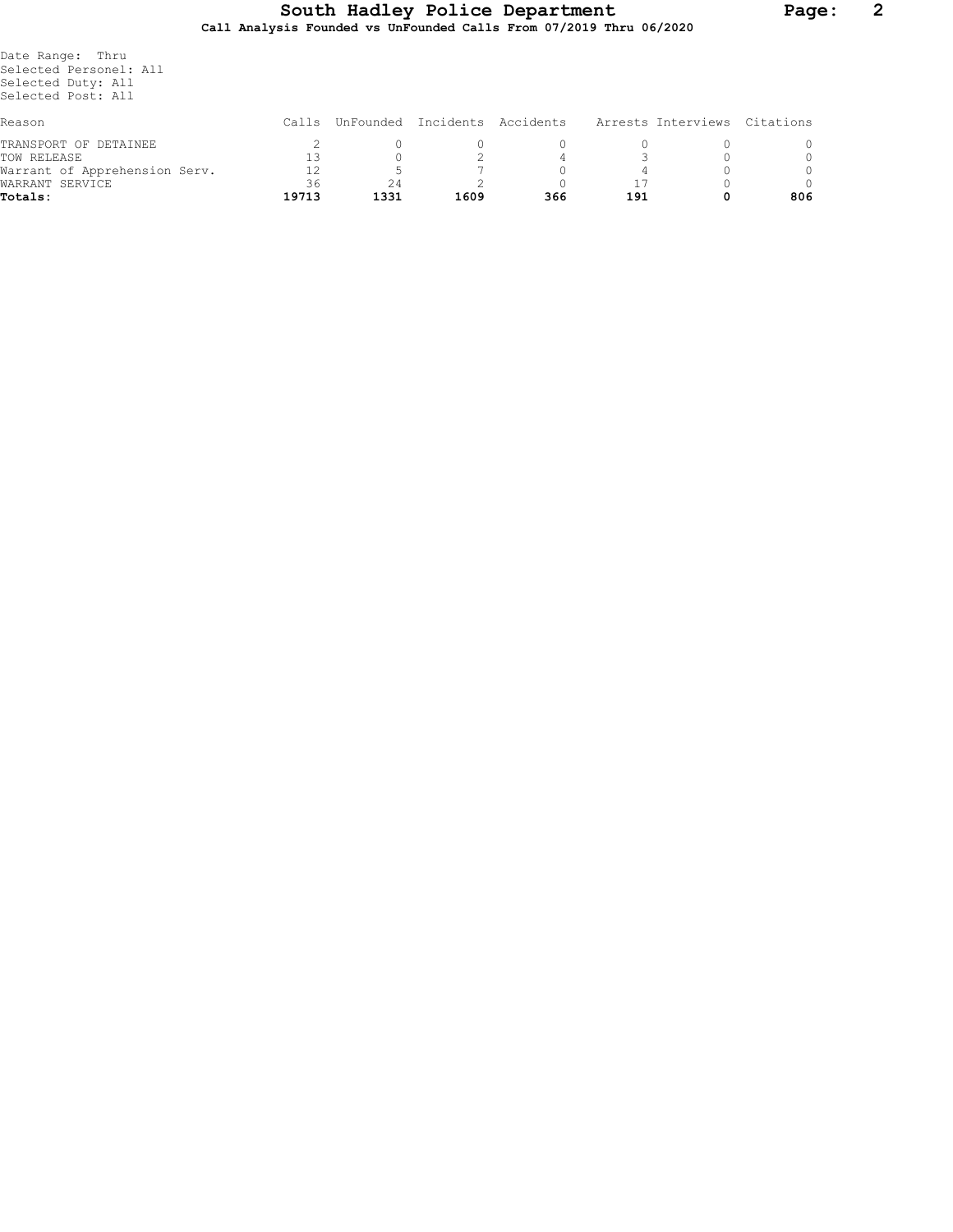# South Hadley Police Department

**Call Analysis Founded vs UnFounded Calls From 07/2019 Thru 06/2020**

Date Range: Thru
Selected Personel: All
Selected Duty: All
Selected Post: All

| Reason | Calls | UnFounded | Incidents | Accidents | Arrests | Interviews | Citations |
|---|---|---|---|---|---|---|---|
| TRANSPORT OF DETAINEE | 2 | 0 | 0 | 0 | 0 | 0 | 0 |
| TOW RELEASE | 13 | 0 | 2 | 4 | 3 | 0 | 0 |
| Warrant of Apprehension Serv. | 12 | 5 | 7 | 0 | 4 | 0 | 0 |
| WARRANT SERVICE | 36 | 24 | 2 | 0 | 17 | 0 | 0 |
| **Totals:** | **19713** | **1331** | **1609** | **366** | **191** | **0** | **806** |